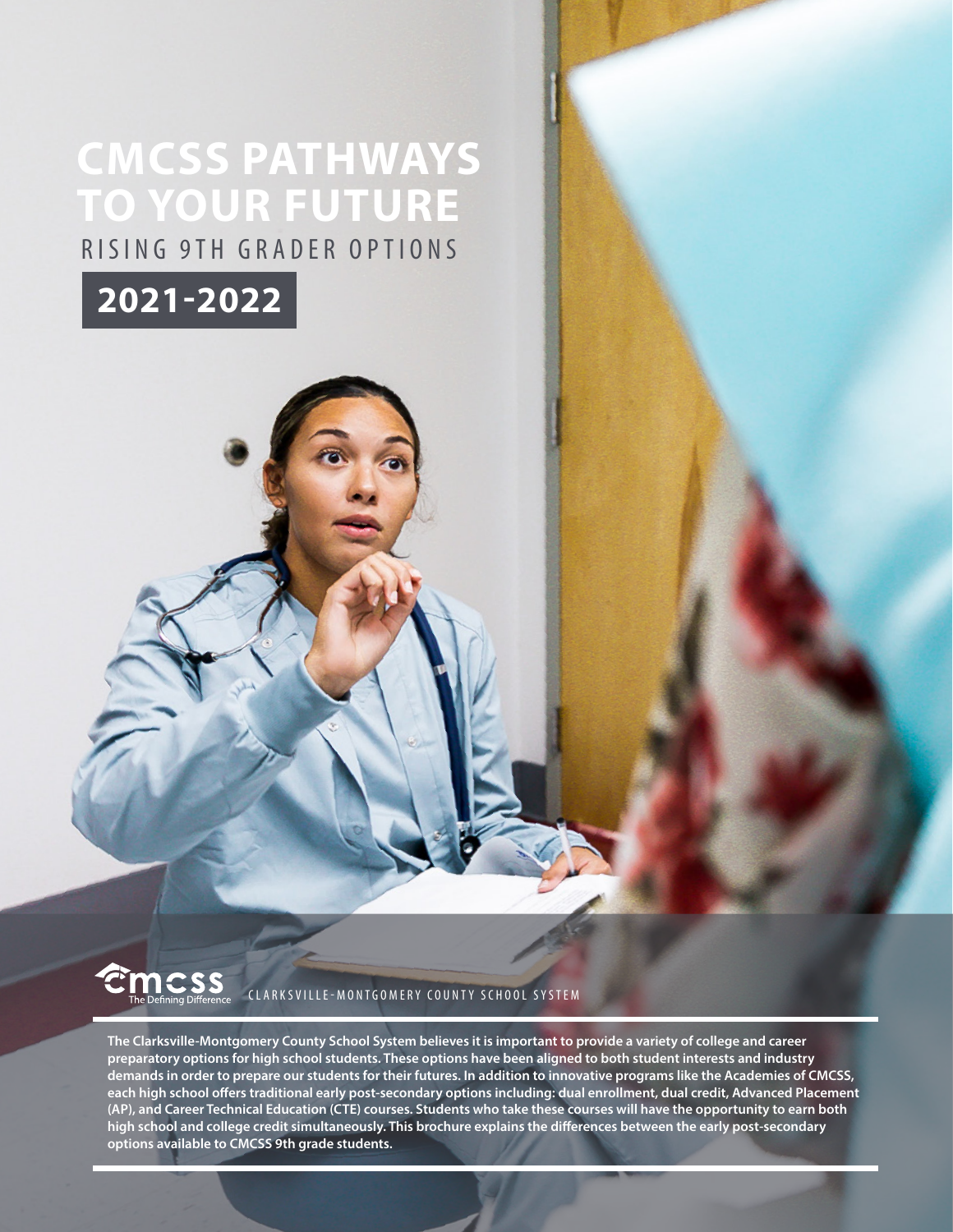# CMCSS PATHWAYS TO YOUR FUTURE

RISING 9TH GRADER OPTIONS

## 2021-2022

CMCSS The Defining Difference — CLARKSVILLE-MONTGOMERY COUNTY SCHOOL SYSTEM

**The Clarksville-Montgomery County School System believes it is important to provide a variety of college and career preparatory options for high school students. These options have been aligned to both student interests and industry demands in order to prepare our students for their futures. In addition to innovative programs like the Academies of CMCSS, each high school offers traditional early post-secondary options including: dual enrollment, dual credit, Advanced Placement (AP), and Career Technical Education (CTE) courses. Students who take these courses will have the opportunity to earn both high school and college credit simultaneously. This brochure explains the differences between the early post-secondary options available to CMCSS 9th grade students.**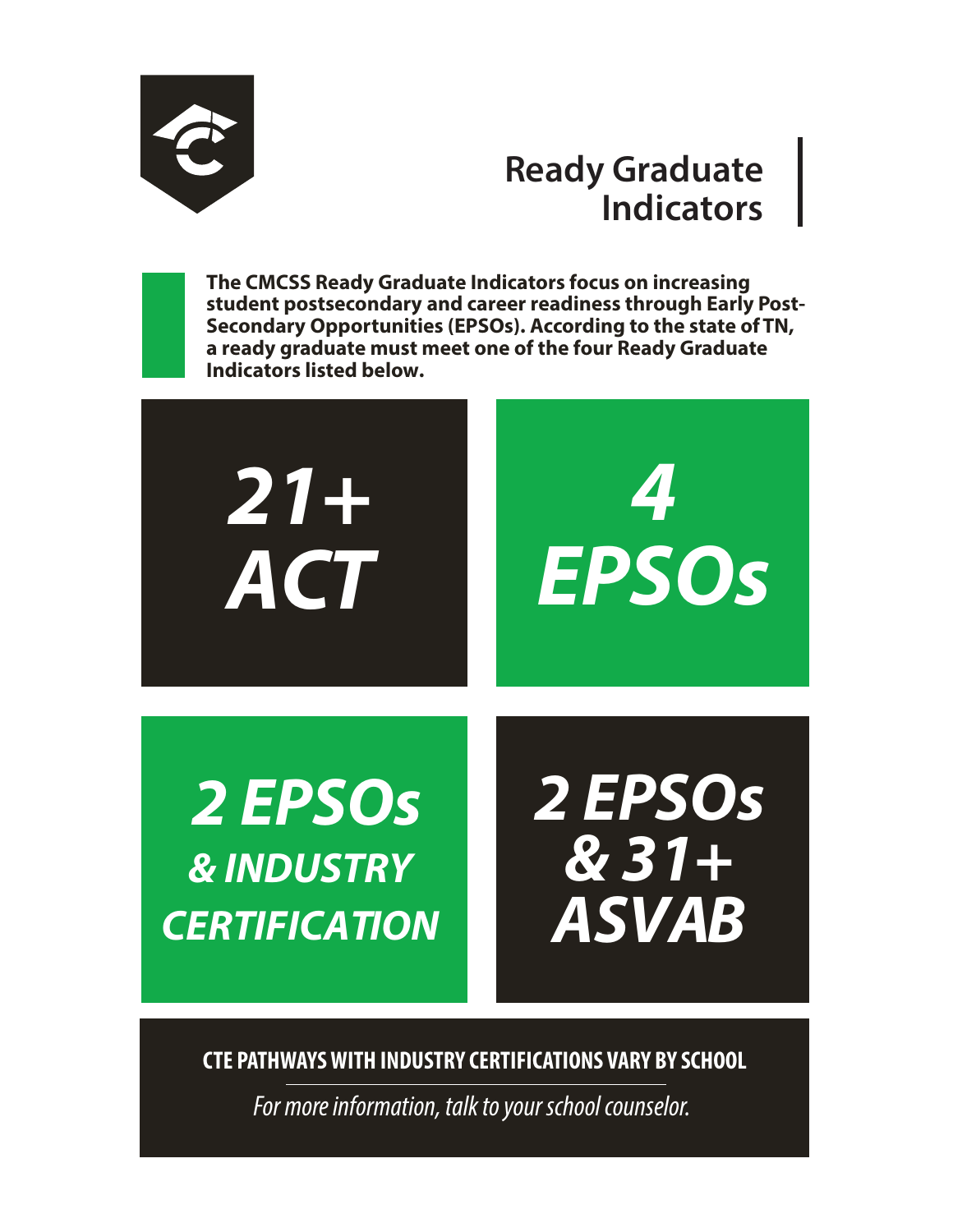# Ready Graduate Indicators

**The CMCSS Ready Graduate Indicators focus on increasing student postsecondary and career readiness through Early Post-Secondary Opportunities (EPSOs). According to the state of TN, a ready graduate must meet one of the four Ready Graduate Indicators listed below.**

***21+ ACT***

***4 EPSOs***

***2 EPSOs & INDUSTRY CERTIFICATION***

***2 EPSOs & 31+ ASVAB***

**CTE PATHWAYS WITH INDUSTRY CERTIFICATIONS VARY BY SCHOOL**

*For more information, talk to your school counselor.*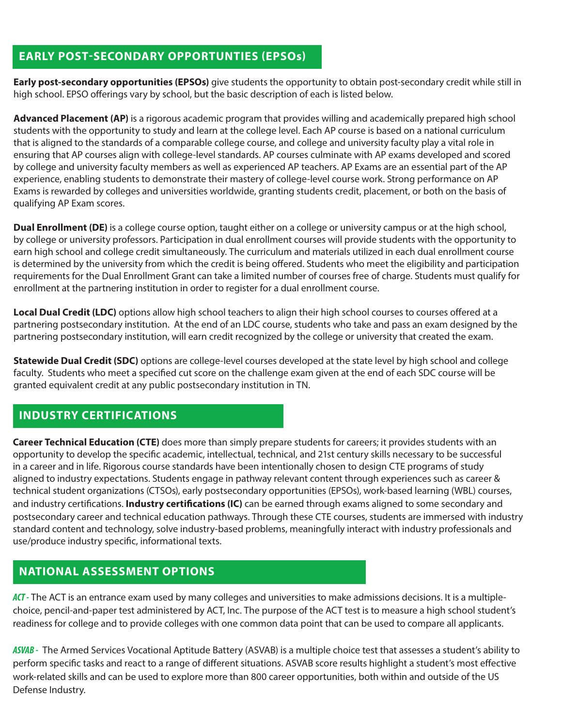## EARLY POST-SECONDARY OPPORTUNTIES (EPSOs)

**Early post-secondary opportunities (EPSOs)** give students the opportunity to obtain post-secondary credit while still in high school. EPSO offerings vary by school, but the basic description of each is listed below.

**Advanced Placement (AP)** is a rigorous academic program that provides willing and academically prepared high school students with the opportunity to study and learn at the college level. Each AP course is based on a national curriculum that is aligned to the standards of a comparable college course, and college and university faculty play a vital role in ensuring that AP courses align with college-level standards. AP courses culminate with AP exams developed and scored by college and university faculty members as well as experienced AP teachers. AP Exams are an essential part of the AP experience, enabling students to demonstrate their mastery of college-level course work. Strong performance on AP Exams is rewarded by colleges and universities worldwide, granting students credit, placement, or both on the basis of qualifying AP Exam scores.

**Dual Enrollment (DE)** is a college course option, taught either on a college or university campus or at the high school, by college or university professors. Participation in dual enrollment courses will provide students with the opportunity to earn high school and college credit simultaneously. The curriculum and materials utilized in each dual enrollment course is determined by the university from which the credit is being offered. Students who meet the eligibility and participation requirements for the Dual Enrollment Grant can take a limited number of courses free of charge. Students must qualify for enrollment at the partnering institution in order to register for a dual enrollment course.

**Local Dual Credit (LDC)** options allow high school teachers to align their high school courses to courses offered at a partnering postsecondary institution. At the end of an LDC course, students who take and pass an exam designed by the partnering postsecondary institution, will earn credit recognized by the college or university that created the exam.

**Statewide Dual Credit (SDC)** options are college-level courses developed at the state level by high school and college faculty. Students who meet a specified cut score on the challenge exam given at the end of each SDC course will be granted equivalent credit at any public postsecondary institution in TN.

## INDUSTRY CERTIFICATIONS

**Career Technical Education (CTE)** does more than simply prepare students for careers; it provides students with an opportunity to develop the specific academic, intellectual, technical, and 21st century skills necessary to be successful in a career and in life. Rigorous course standards have been intentionally chosen to design CTE programs of study aligned to industry expectations. Students engage in pathway relevant content through experiences such as career & technical student organizations (CTSOs), early postsecondary opportunities (EPSOs), work-based learning (WBL) courses, and industry certifications. **Industry certifications (IC)** can be earned through exams aligned to some secondary and postsecondary career and technical education pathways. Through these CTE courses, students are immersed with industry standard content and technology, solve industry-based problems, meaningfully interact with industry professionals and use/produce industry specific, informational texts.

## NATIONAL ASSESSMENT OPTIONS

***ACT -*** The ACT is an entrance exam used by many colleges and universities to make admissions decisions. It is a multiple-choice, pencil-and-paper test administered by ACT, Inc. The purpose of the ACT test is to measure a high school student's readiness for college and to provide colleges with one common data point that can be used to compare all applicants.

***ASVAB -*** The Armed Services Vocational Aptitude Battery (ASVAB) is a multiple choice test that assesses a student's ability to perform specific tasks and react to a range of different situations. ASVAB score results highlight a student's most effective work-related skills and can be used to explore more than 800 career opportunities, both within and outside of the US Defense Industry.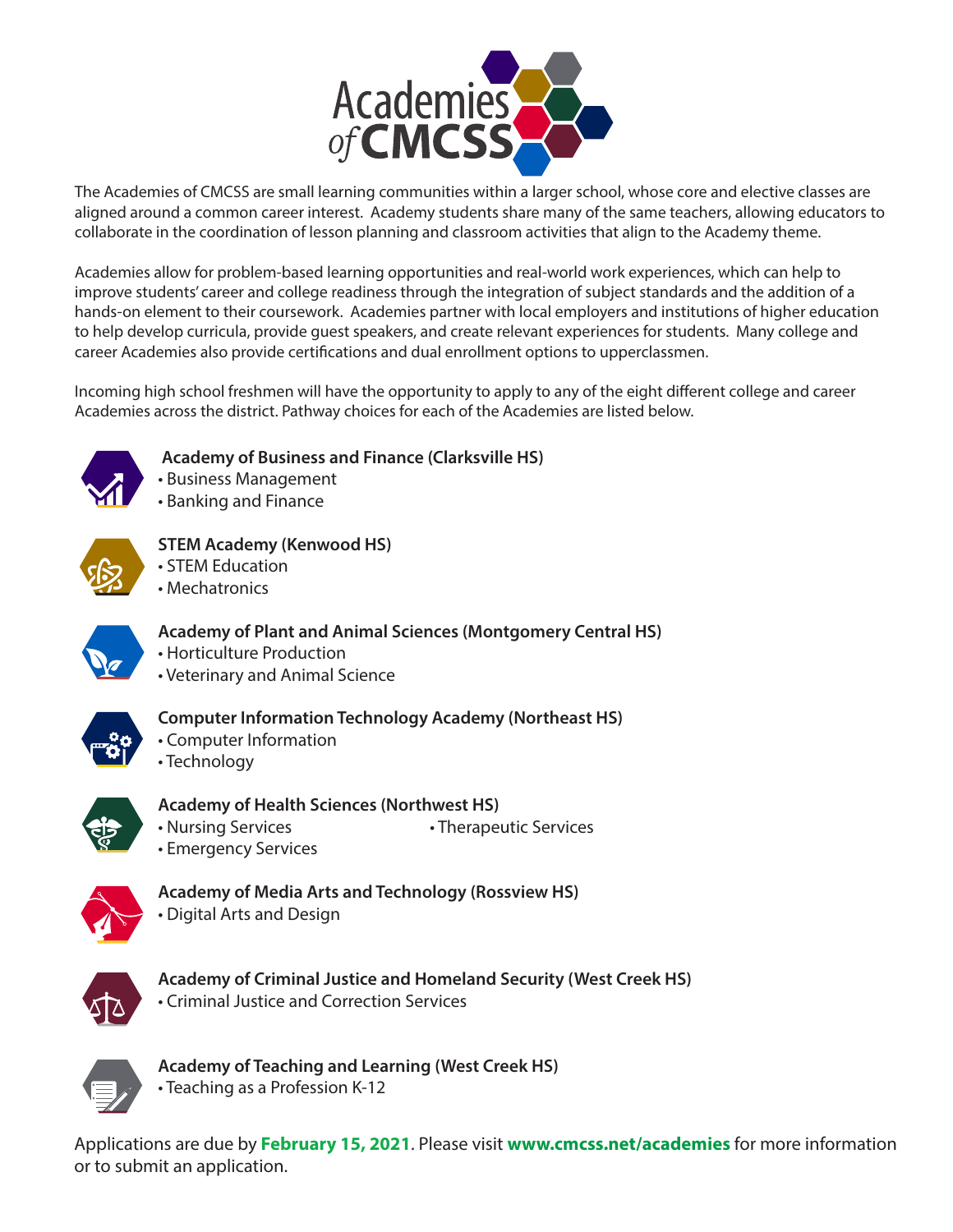# Academies of CMCSS

The Academies of CMCSS are small learning communities within a larger school, whose core and elective classes are aligned around a common career interest. Academy students share many of the same teachers, allowing educators to collaborate in the coordination of lesson planning and classroom activities that align to the Academy theme.

Academies allow for problem-based learning opportunities and real-world work experiences, which can help to improve students' career and college readiness through the integration of subject standards and the addition of a hands-on element to their coursework. Academies partner with local employers and institutions of higher education to help develop curricula, provide guest speakers, and create relevant experiences for students. Many college and career Academies also provide certifications and dual enrollment options to upperclassmen.

Incoming high school freshmen will have the opportunity to apply to any of the eight different college and career Academies across the district. Pathway choices for each of the Academies are listed below.

**Academy of Business and Finance (Clarksville HS)**
- Business Management
- Banking and Finance

**STEM Academy (Kenwood HS)**
- STEM Education
- Mechatronics

**Academy of Plant and Animal Sciences (Montgomery Central HS)**
- Horticulture Production
- Veterinary and Animal Science

**Computer Information Technology Academy (Northeast HS)**
- Computer Information
- Technology

**Academy of Health Sciences (Northwest HS)**
- Nursing Services
- Emergency Services
- Therapeutic Services

**Academy of Media Arts and Technology (Rossview HS)**
- Digital Arts and Design

**Academy of Criminal Justice and Homeland Security (West Creek HS)**
- Criminal Justice and Correction Services

**Academy of Teaching and Learning (West Creek HS)**
- Teaching as a Profession K-12

Applications are due by **February 15, 2021**. Please visit **www.cmcss.net/academies** for more information or to submit an application.